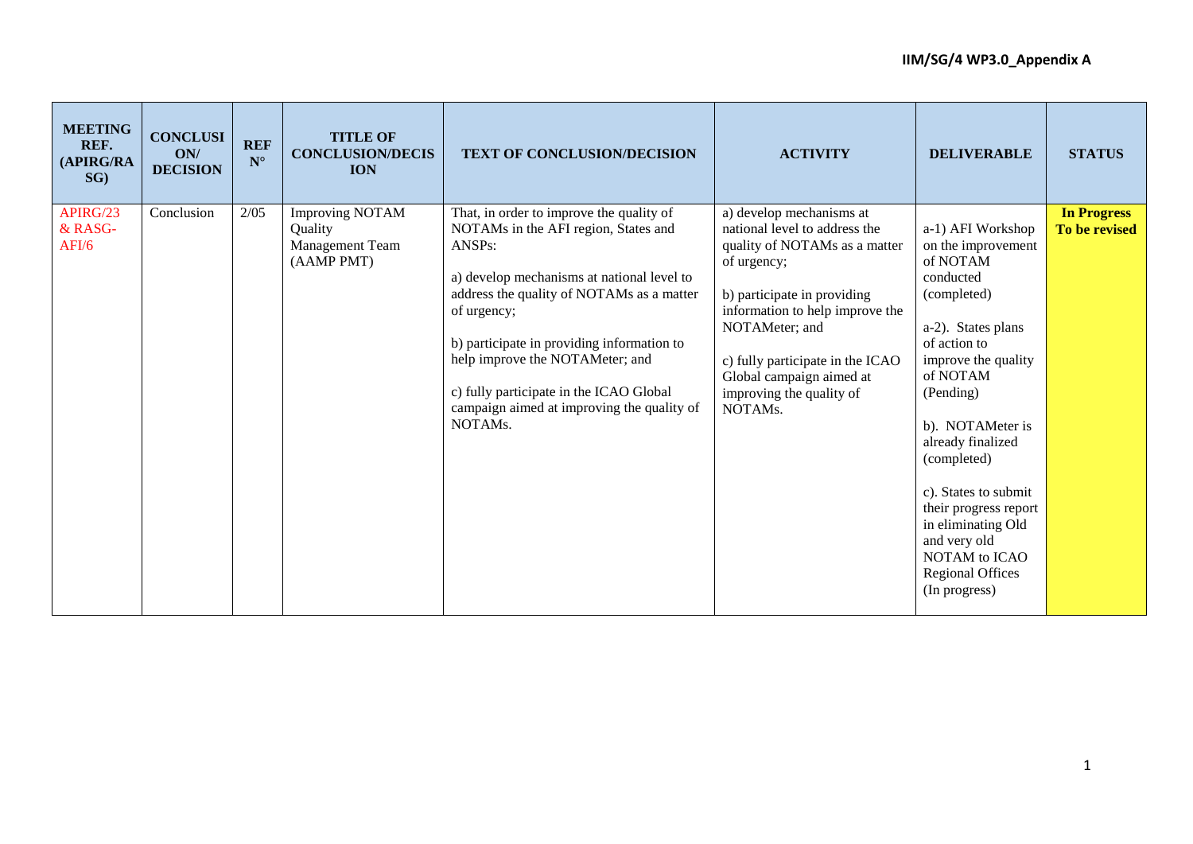| MEETING REF. (APIRG/RASG) | CONCLUSION/ DECISION | REF N° | TITLE OF CONCLUSION/DECISION | TEXT OF CONCLUSION/DECISION | ACTIVITY | DELIVERABLE | STATUS |
|---|---|---|---|---|---|---|---|
| APIRG/23 & RASG-AFI/6 | Conclusion | 2/05 | Improving NOTAM Quality Management Team (AAMP PMT) | That, in order to improve the quality of NOTAMs in the AFI region, States and ANSPs:<br><br>a) develop mechanisms at national level to address the quality of NOTAMs as a matter of urgency;<br><br>b) participate in providing information to help improve the NOTAMeter; and<br><br>c) fully participate in the ICAO Global campaign aimed at improving the quality of NOTAMs. | a) develop mechanisms at national level to address the quality of NOTAMs as a matter of urgency;<br><br>b) participate in providing information to help improve the NOTAMeter; and<br><br>c) fully participate in the ICAO Global campaign aimed at improving the quality of NOTAMs. | a-1) AFI Workshop on the improvement of NOTAM conducted (completed)<br><br>a-2). States plans of action to improve the quality of NOTAM (Pending)<br><br>b). NOTAMeter is already finalized (completed)<br><br>c). States to submit their progress report in eliminating Old and very old NOTAM to ICAO Regional Offices (In progress) | **In Progress To be revised** |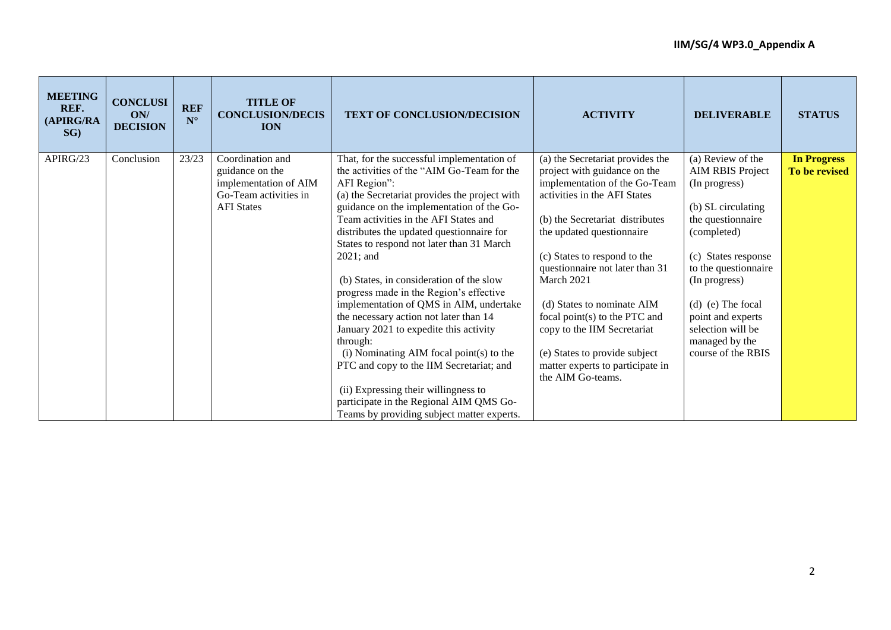| MEETING REF. (APIRG/RASG) | CONCLUSION/ DECISION | REF N° | TITLE OF CONCLUSION/DECISION | TEXT OF CONCLUSION/DECISION | ACTIVITY | DELIVERABLE | STATUS |
|---|---|---|---|---|---|---|---|
| APIRG/23 | Conclusion | 23/23 | Coordination and guidance on the implementation of AIM Go-Team activities in AFI States | That, for the successful implementation of the activities of the "AIM Go-Team for the AFI Region":<br>(a) the Secretariat provides the project with guidance on the implementation of the Go-Team activities in the AFI States and distributes the updated questionnaire for States to respond not later than 31 March 2021; and<br><br>(b) States, in consideration of the slow progress made in the Region's effective implementation of QMS in AIM, undertake the necessary action not later than 14 January 2021 to expedite this activity through:<br>(i) Nominating AIM focal point(s) to the PTC and copy to the IIM Secretariat; and<br><br>(ii) Expressing their willingness to participate in the Regional AIM QMS Go-Teams by providing subject matter experts. | (a) the Secretariat provides the project with guidance on the implementation of the Go-Team activities in the AFI States<br><br>(b) the Secretariat distributes the updated questionnaire<br><br>(c) States to respond to the questionnaire not later than 31 March 2021<br><br>(d) States to nominate AIM focal point(s) to the PTC and copy to the IIM Secretariat<br><br>(e) States to provide subject matter experts to participate in the AIM Go-teams. | (a) Review of the AIM RBIS Project (In progress)<br><br>(b) SL circulating the questionnaire (completed)<br><br>(c) States response to the questionnaire (In progress)<br><br>(d) (e) The focal point and experts selection will be managed by the course of the RBIS | **In Progress To be revised** |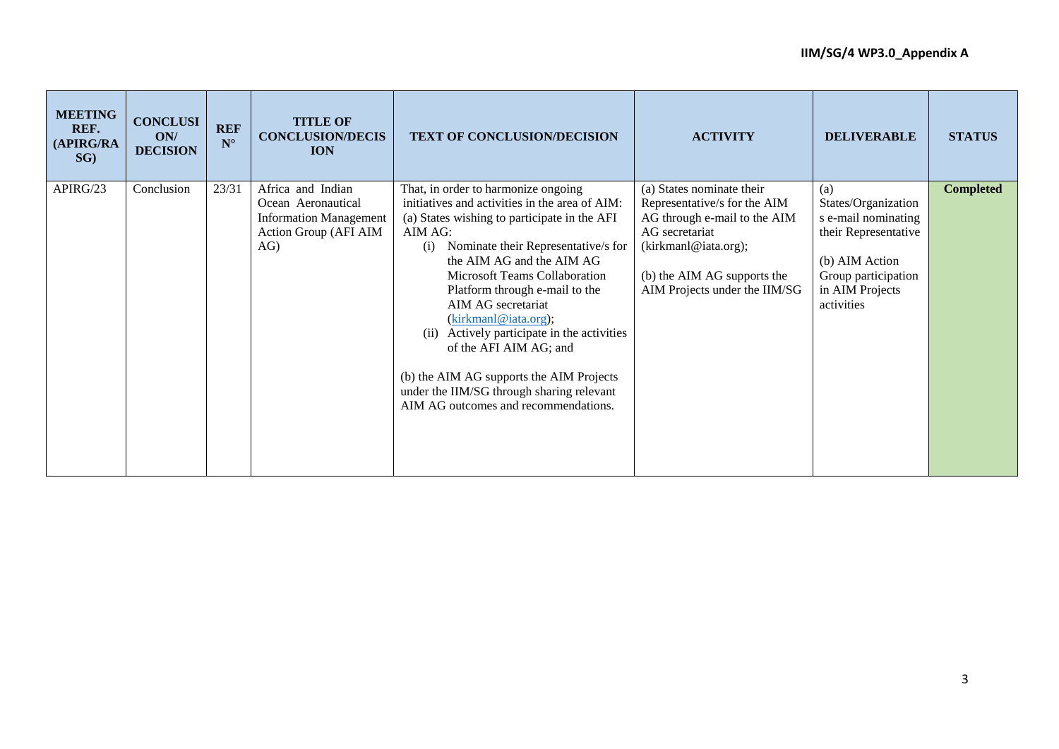| MEETING REF. (APIRG/RASG) | CONCLUSION/ DECISION | REF N° | TITLE OF CONCLUSION/DECISION | TEXT OF CONCLUSION/DECISION | ACTIVITY | DELIVERABLE | STATUS |
|---|---|---|---|---|---|---|---|
| APIRG/23 | Conclusion | 23/31 | Africa and Indian Ocean Aeronautical Information Management Action Group (AFI AIM AG) | That, in order to harmonize ongoing initiatives and activities in the area of AIM:<br>(a) States wishing to participate in the AFI AIM AG:<br>(i) Nominate their Representative/s for the AIM AG and the AIM AG Microsoft Teams Collaboration Platform through e-mail to the AIM AG secretariat (kirkmanl@iata.org);<br>(ii) Actively participate in the activities of the AFI AIM AG; and<br><br>(b) the AIM AG supports the AIM Projects under the IIM/SG through sharing relevant AIM AG outcomes and recommendations. | (a) States nominate their Representative/s for the AIM AG through e-mail to the AIM AG secretariat (kirkmanl@iata.org);<br><br>(b) the AIM AG supports the AIM Projects under the IIM/SG | (a) States/Organizations e-mail nominating their Representative<br><br>(b) AIM Action Group participation in AIM Projects activities | **Completed** |